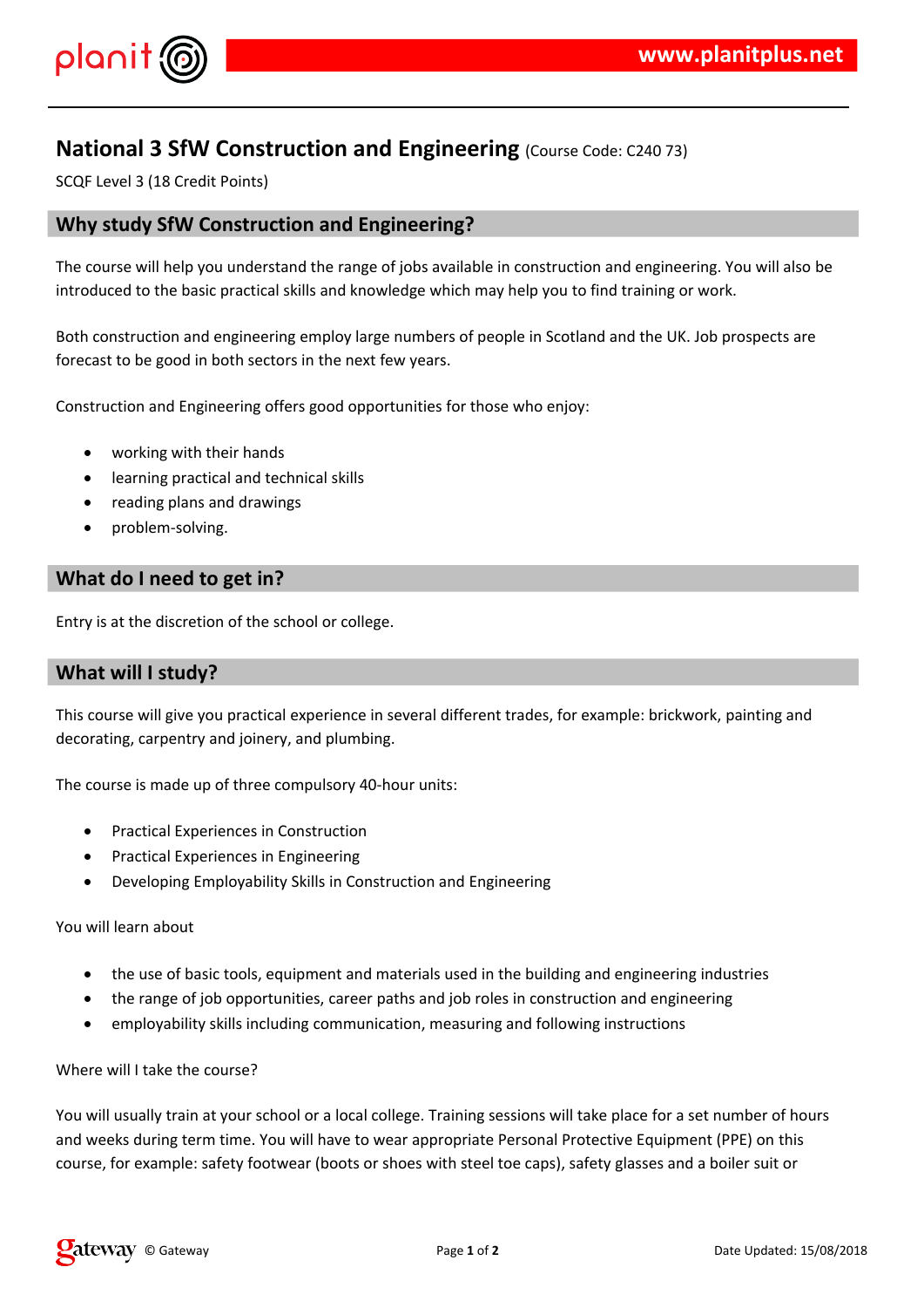# National 3 SfW Construction and Engineering (Course Code: C240 73)

SCQF Level 3 (18 Credit Points)

## Why study SfW Construction and Engineering?

The course will help you understand the range of jobs available in construction and engineering. You will also be introduced to the basic practical skills and knowledge which may help you to find training or work.

Both construction and engineering employ large numbers of people in Scotland and the UK. Job prospects are forecast to be good in both sectors in the next few years.

Construction and Engineering offers good opportunities for those who enjoy:

- working with their hands
- learning practical and technical skills
- reading plans and drawings
- problem-solving.

## What do I need to get in?

Entry is at the discretion of the school or college.

## What will I study?

This course will give you practical experience in several different trades, for example: brickwork, painting and decorating, carpentry and joinery, and plumbing.

The course is made up of three compulsory 40-hour units:

- Practical Experiences in Construction
- Practical Experiences in Engineering
- Developing Employability Skills in Construction and Engineering

You will learn about

- the use of basic tools, equipment and materials used in the building and engineering industries
- the range of job opportunities, career paths and job roles in construction and engineering
- employability skills including communication, measuring and following instructions

Where will I take the course?

You will usually train at your school or a local college. Training sessions will take place for a set number of hours and weeks during term time. You will have to wear appropriate Personal Protective Equipment (PPE) on this course, for example: safety footwear (boots or shoes with steel toe caps), safety glasses and a boiler suit or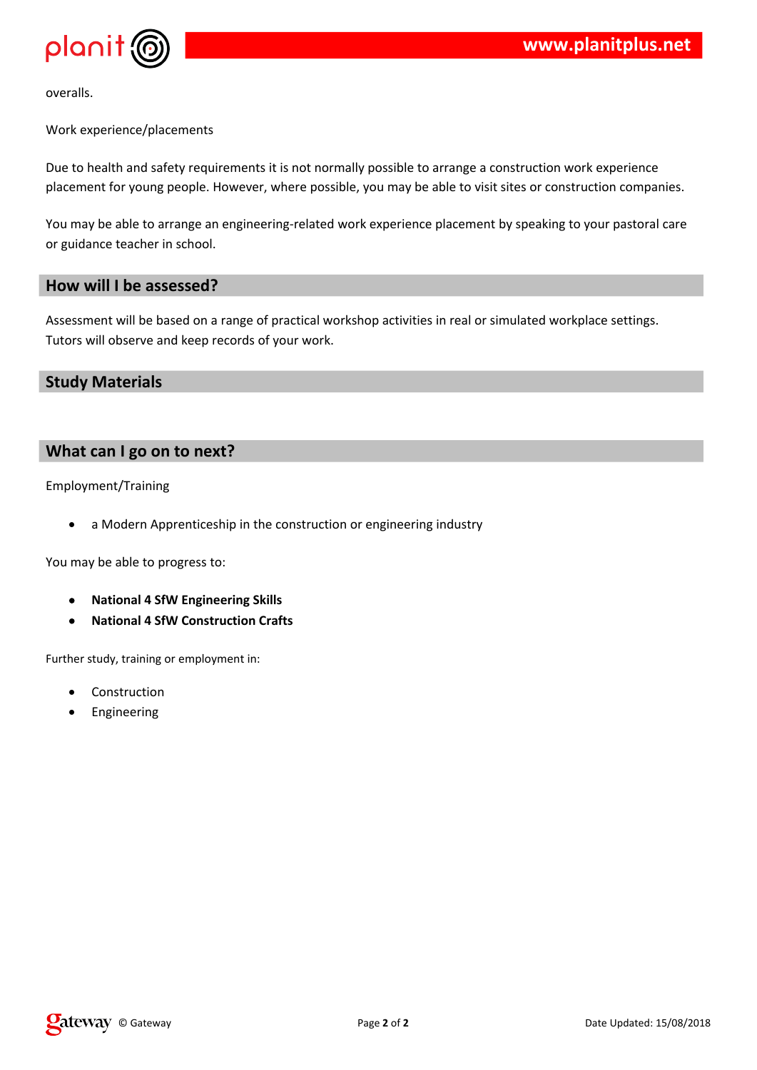overalls.

Work experience/placements

Due to health and safety requirements it is not normally possible to arrange a construction work experience placement for young people. However, where possible, you may be able to visit sites or construction companies.

You may be able to arrange an engineering-related work experience placement by speaking to your pastoral care or guidance teacher in school.

## How will I be assessed?

Assessment will be based on a range of practical workshop activities in real or simulated workplace settings. Tutors will observe and keep records of your work.

## Study Materials

## What can I go on to next?

Employment/Training

- a Modern Apprenticeship in the construction or engineering industry

You may be able to progress to:

- **National 4 SfW Engineering Skills**
- **National 4 SfW Construction Crafts**

Further study, training or employment in:

- Construction
- Engineering